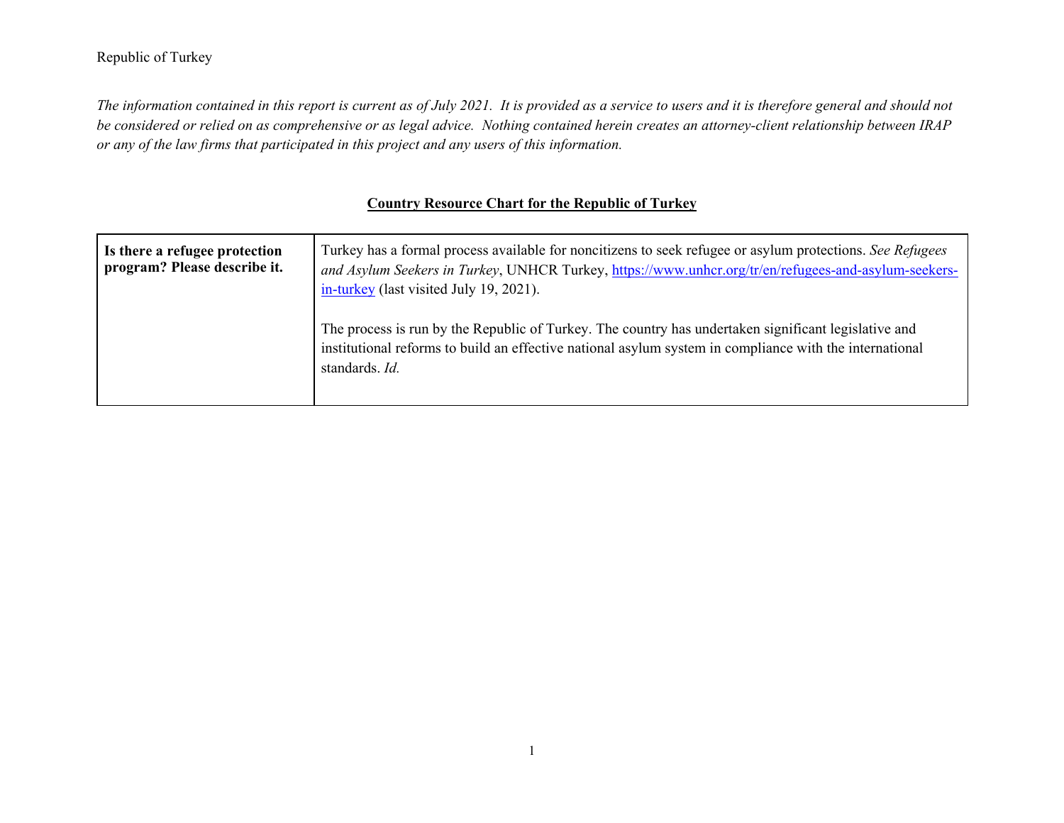Republic of Turkey

*The information contained in this report is current as of July 2021. It is provided as a service to users and it is therefore general and should not be considered or relied on as comprehensive or as legal advice. Nothing contained herein creates an attorney-client relationship between IRAP or any of the law firms that participated in this project and any users of this information.*

## Country Resource Chart for the Republic of Turkey

| | |
|---|---|
| **Is there a refugee protection program? Please describe it.** | Turkey has a formal process available for noncitizens to seek refugee or asylum protections. *See Refugees and Asylum Seekers in Turkey*, UNHCR Turkey, https://www.unhcr.org/tr/en/refugees-and-asylum-seekers-in-turkey (last visited July 19, 2021).<br><br>The process is run by the Republic of Turkey. The country has undertaken significant legislative and institutional reforms to build an effective national asylum system in compliance with the international standards. *Id.* |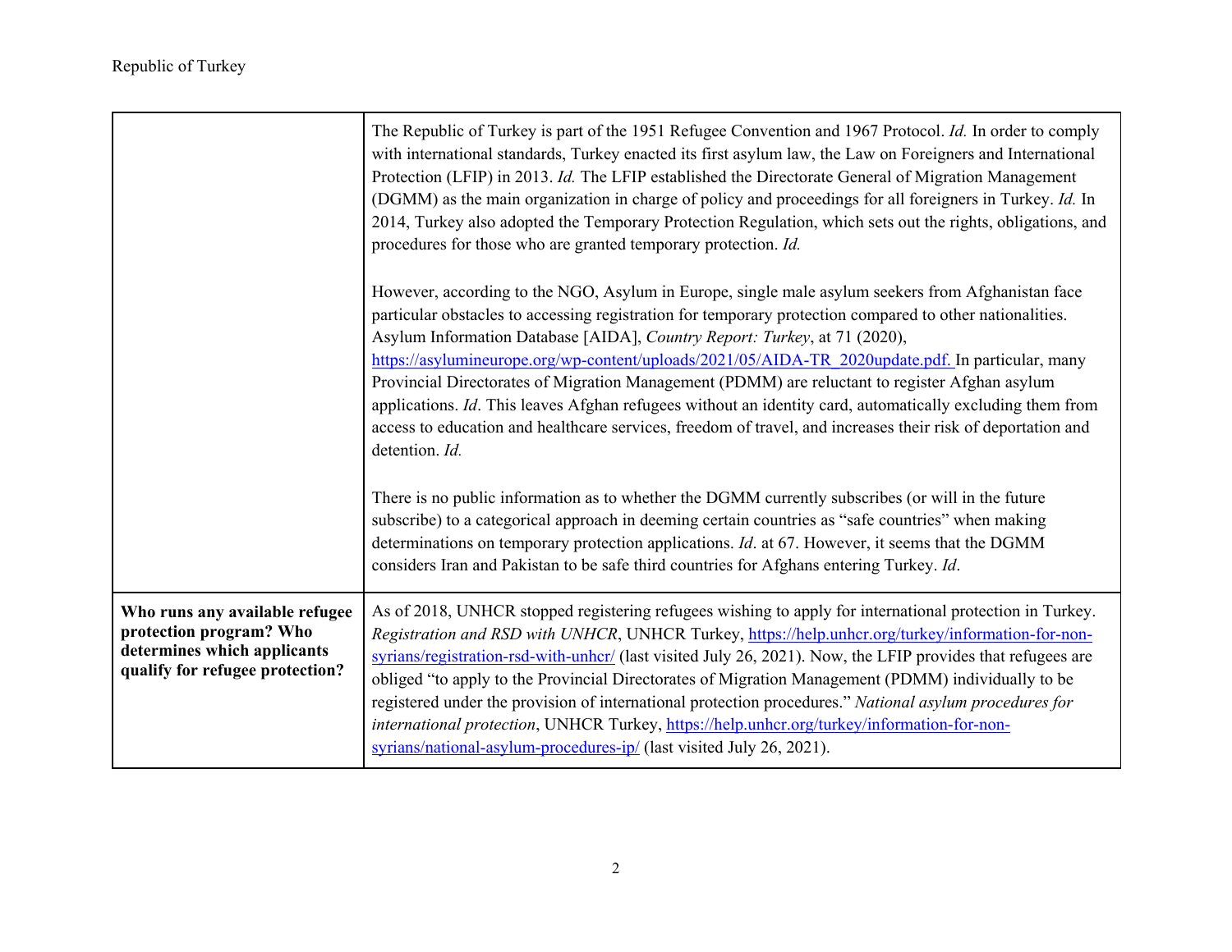| | |
|---|---|
| | The Republic of Turkey is part of the 1951 Refugee Convention and 1967 Protocol. *Id.* In order to comply with international standards, Turkey enacted its first asylum law, the Law on Foreigners and International Protection (LFIP) in 2013. *Id.* The LFIP established the Directorate General of Migration Management (DGMM) as the main organization in charge of policy and proceedings for all foreigners in Turkey. *Id.* In 2014, Turkey also adopted the Temporary Protection Regulation, which sets out the rights, obligations, and procedures for those who are granted temporary protection. *Id.*<br><br>However, according to the NGO, Asylum in Europe, single male asylum seekers from Afghanistan face particular obstacles to accessing registration for temporary protection compared to other nationalities. Asylum Information Database [AIDA], *Country Report: Turkey*, at 71 (2020), https://asylumineurope.org/wp-content/uploads/2021/05/AIDA-TR_2020update.pdf. In particular, many Provincial Directorates of Migration Management (PDMM) are reluctant to register Afghan asylum applications. *Id*. This leaves Afghan refugees without an identity card, automatically excluding them from access to education and healthcare services, freedom of travel, and increases their risk of deportation and detention. *Id.*<br><br>There is no public information as to whether the DGMM currently subscribes (or will in the future subscribe) to a categorical approach in deeming certain countries as "safe countries" when making determinations on temporary protection applications. *Id*. at 67. However, it seems that the DGMM considers Iran and Pakistan to be safe third countries for Afghans entering Turkey. *Id*. |
| **Who runs any available refugee protection program? Who determines which applicants qualify for refugee protection?** | As of 2018, UNHCR stopped registering refugees wishing to apply for international protection in Turkey. *Registration and RSD with UNHCR*, UNHCR Turkey, https://help.unhcr.org/turkey/information-for-non-syrians/registration-rsd-with-unhcr/ (last visited July 26, 2021). Now, the LFIP provides that refugees are obliged "to apply to the Provincial Directorates of Migration Management (PDMM) individually to be registered under the provision of international protection procedures." *National asylum procedures for international protection*, UNHCR Turkey, https://help.unhcr.org/turkey/information-for-non-syrians/national-asylum-procedures-ip/ (last visited July 26, 2021). |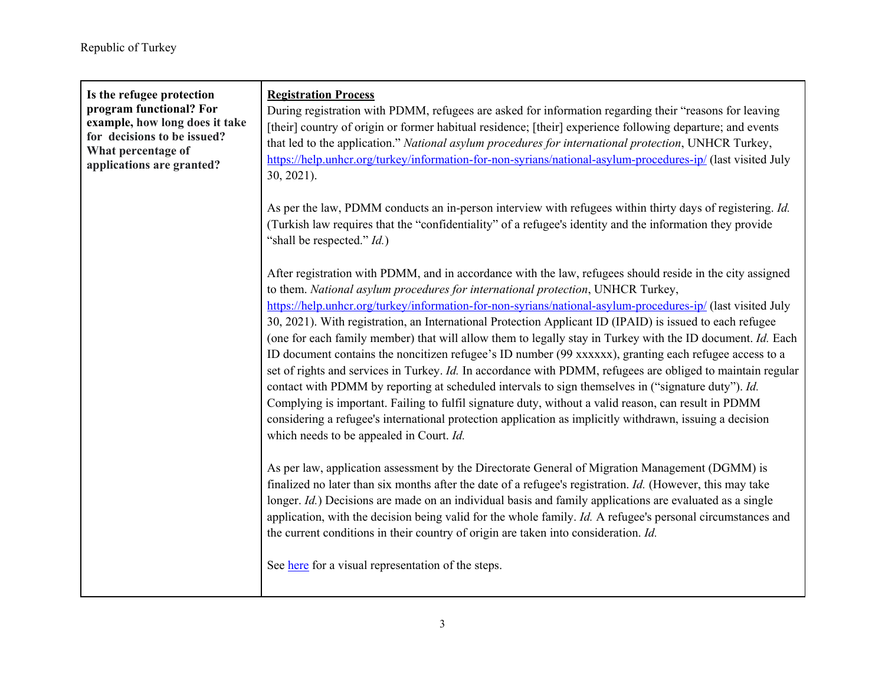| Is the refugee protection program functional? For example, how long does it take for decisions to be issued? What percentage of applications are granted? | **<u>Registration Process</u>**<br>During registration with PDMM, refugees are asked for information regarding their "reasons for leaving [their] country of origin or former habitual residence; [their] experience following departure; and events that led to the application." *National asylum procedures for international protection*, UNHCR Turkey, [https://help.unhcr.org/turkey/information-for-non-syrians/national-asylum-procedures-ip/](https://help.unhcr.org/turkey/information-for-non-syrians/national-asylum-procedures-ip/) (last visited July 30, 2021).<br><br>As per the law, PDMM conducts an in-person interview with refugees within thirty days of registering. *Id.* (Turkish law requires that the "confidentiality" of a refugee's identity and the information they provide "shall be respected." *Id.*)<br><br>After registration with PDMM, and in accordance with the law, refugees should reside in the city assigned to them. *National asylum procedures for international protection*, UNHCR Turkey, [https://help.unhcr.org/turkey/information-for-non-syrians/national-asylum-procedures-ip/](https://help.unhcr.org/turkey/information-for-non-syrians/national-asylum-procedures-ip/) (last visited July 30, 2021). With registration, an International Protection Applicant ID (IPAID) is issued to each refugee (one for each family member) that will allow them to legally stay in Turkey with the ID document. *Id.* Each ID document contains the noncitizen refugee's ID number (99 xxxxxx), granting each refugee access to a set of rights and services in Turkey. *Id.* In accordance with PDMM, refugees are obliged to maintain regular contact with PDMM by reporting at scheduled intervals to sign themselves in ("signature duty"). *Id.* Complying is important. Failing to fulfil signature duty, without a valid reason, can result in PDMM considering a refugee's international protection application as implicitly withdrawn, issuing a decision which needs to be appealed in Court. *Id.*<br><br>As per law, application assessment by the Directorate General of Migration Management (DGMM) is finalized no later than six months after the date of a refugee's registration. *Id.* (However, this may take longer. *Id.*) Decisions are made on an individual basis and family applications are evaluated as a single application, with the decision being valid for the whole family. *Id.* A refugee's personal circumstances and the current conditions in their country of origin are taken into consideration. *Id.*<br><br>See [here]() for a visual representation of the steps. |
|---|---|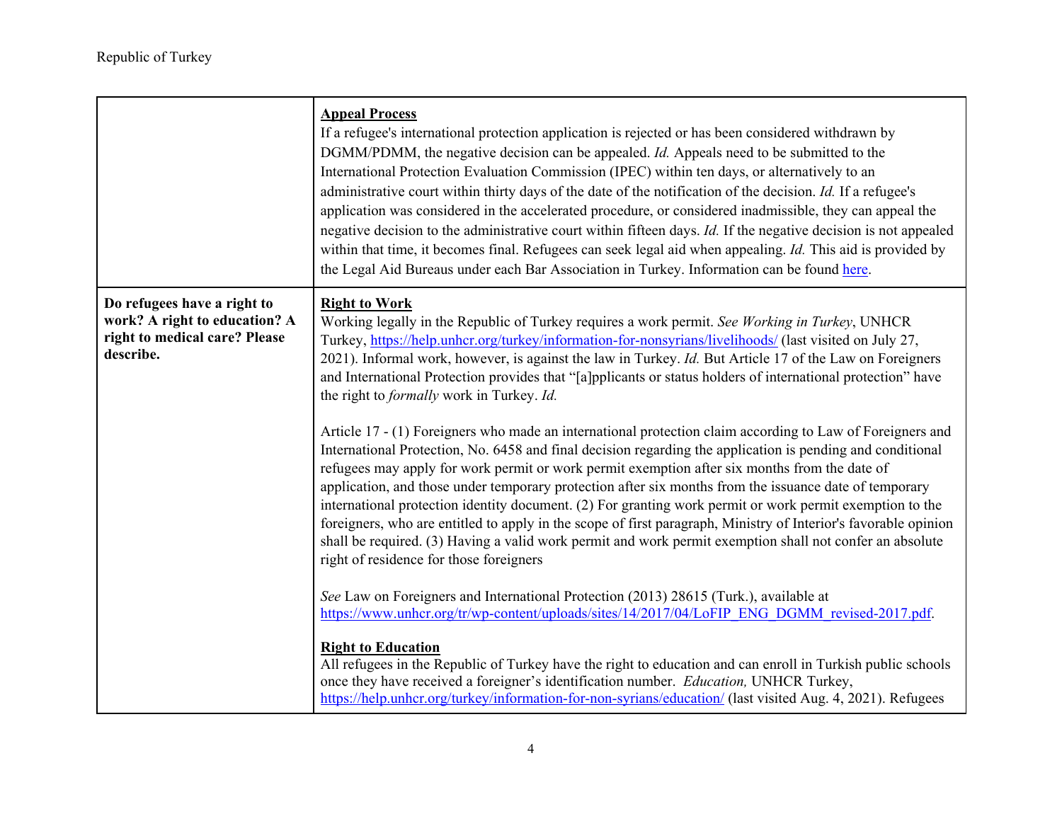| | |
|---|---|
| | **Appeal Process**<br>If a refugee's international protection application is rejected or has been considered withdrawn by DGMM/PDMM, the negative decision can be appealed. *Id.* Appeals need to be submitted to the International Protection Evaluation Commission (IPEC) within ten days, or alternatively to an administrative court within thirty days of the date of the notification of the decision. *Id.* If a refugee's application was considered in the accelerated procedure, or considered inadmissible, they can appeal the negative decision to the administrative court within fifteen days. *Id.* If the negative decision is not appealed within that time, it becomes final. Refugees can seek legal aid when appealing. *Id.* This aid is provided by the Legal Aid Bureaus under each Bar Association in Turkey. Information can be found here. |
| **Do refugees have a right to work? A right to education? A right to medical care? Please describe.** | **Right to Work**<br>Working legally in the Republic of Turkey requires a work permit. *See Working in Turkey*, UNHCR Turkey, https://help.unhcr.org/turkey/information-for-nonsyrians/livelihoods/ (last visited on July 27, 2021). Informal work, however, is against the law in Turkey. *Id.* But Article 17 of the Law on Foreigners and International Protection provides that "[a]pplicants or status holders of international protection" have the right to *formally* work in Turkey. *Id.*<br><br>Article 17 - (1) Foreigners who made an international protection claim according to Law of Foreigners and International Protection, No. 6458 and final decision regarding the application is pending and conditional refugees may apply for work permit or work permit exemption after six months from the date of application, and those under temporary protection after six months from the issuance date of temporary international protection identity document. (2) For granting work permit or work permit exemption to the foreigners, who are entitled to apply in the scope of first paragraph, Ministry of Interior's favorable opinion shall be required. (3) Having a valid work permit and work permit exemption shall not confer an absolute right of residence for those foreigners<br><br>*See* Law on Foreigners and International Protection (2013) 28615 (Turk.), available at https://www.unhcr.org/tr/wp-content/uploads/sites/14/2017/04/LoFIP_ENG_DGMM_revised-2017.pdf.<br><br>**Right to Education**<br>All refugees in the Republic of Turkey have the right to education and can enroll in Turkish public schools once they have received a foreigner's identification number. *Education,* UNHCR Turkey, https://help.unhcr.org/turkey/information-for-non-syrians/education/ (last visited Aug. 4, 2021). Refugees |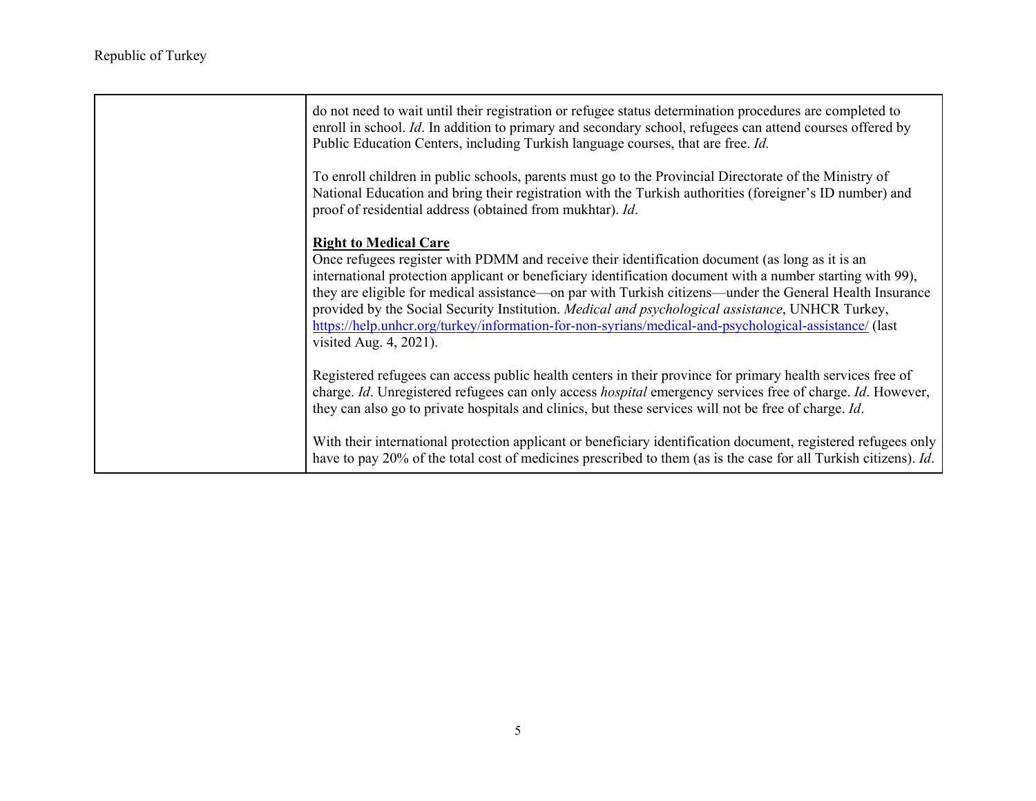| | |
|---|---|
| | do not need to wait until their registration or refugee status determination procedures are completed to enroll in school. *Id*. In addition to primary and secondary school, refugees can attend courses offered by Public Education Centers, including Turkish language courses, that are free. *Id.*<br><br>To enroll children in public schools, parents must go to the Provincial Directorate of the Ministry of National Education and bring their registration with the Turkish authorities (foreigner's ID number) and proof of residential address (obtained from mukhtar). *Id*.<br><br>**Right to Medical Care**<br>Once refugees register with PDMM and receive their identification document (as long as it is an international protection applicant or beneficiary identification document with a number starting with 99), they are eligible for medical assistance—on par with Turkish citizens—under the General Health Insurance provided by the Social Security Institution. *Medical and psychological assistance*, UNHCR Turkey, https://help.unhcr.org/turkey/information-for-non-syrians/medical-and-psychological-assistance/ (last visited Aug. 4, 2021).<br><br>Registered refugees can access public health centers in their province for primary health services free of charge. *Id*. Unregistered refugees can only access *hospital* emergency services free of charge. *Id*. However, they can also go to private hospitals and clinics, but these services will not be free of charge. *Id*.<br><br>With their international protection applicant or beneficiary identification document, registered refugees only have to pay 20% of the total cost of medicines prescribed to them (as is the case for all Turkish citizens). *Id*. |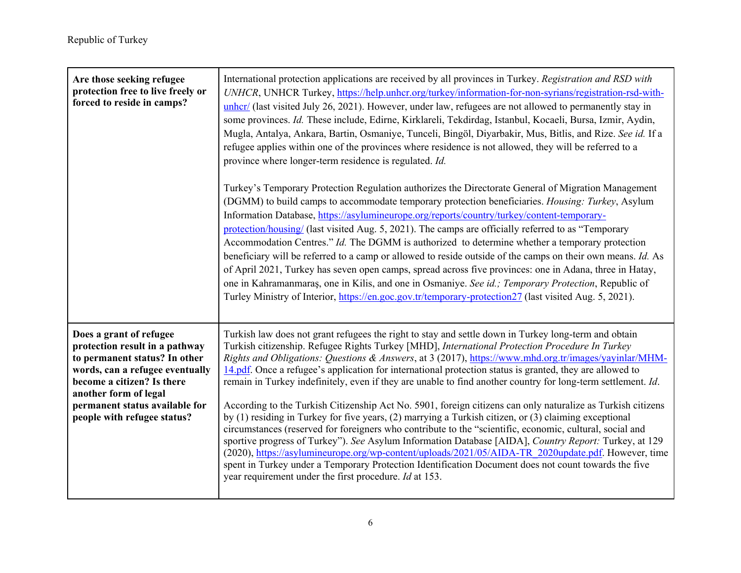| Are those seeking refugee protection free to live freely or forced to reside in camps? | International protection applications are received by all provinces in Turkey. *Registration and RSD with UNHCR*, UNHCR Turkey, https://help.unhcr.org/turkey/information-for-non-syrians/registration-rsd-with-unhcr/ (last visited July 26, 2021). However, under law, refugees are not allowed to permanently stay in some provinces. *Id.* These include, Edirne, Kirklareli, Tekdirdag, Istanbul, Kocaeli, Bursa, Izmir, Aydin, Mugla, Antalya, Ankara, Bartin, Osmaniye, Tunceli, Bingöl, Diyarbakir, Mus, Bitlis, and Rize. *See id.* If a refugee applies within one of the provinces where residence is not allowed, they will be referred to a province where longer-term residence is regulated. *Id.*<br><br>Turkey's Temporary Protection Regulation authorizes the Directorate General of Migration Management (DGMM) to build camps to accommodate temporary protection beneficiaries. *Housing: Turkey*, Asylum Information Database, https://asylumineurope.org/reports/country/turkey/content-temporary-protection/housing/ (last visited Aug. 5, 2021). The camps are officially referred to as "Temporary Accommodation Centres." *Id.* The DGMM is authorized to determine whether a temporary protection beneficiary will be referred to a camp or allowed to reside outside of the camps on their own means. *Id.* As of April 2021, Turkey has seven open camps, spread across five provinces: one in Adana, three in Hatay, one in Kahramanmaraş, one in Kilis, and one in Osmaniye. *See id.; Temporary Protection*, Republic of Turley Ministry of Interior, https://en.goc.gov.tr/temporary-protection27 (last visited Aug. 5, 2021). |
|---|---|
| **Does a grant of refugee protection result in a pathway to permanent status? In other words, can a refugee eventually become a citizen? Is there another form of legal permanent status available for people with refugee status?** | Turkish law does not grant refugees the right to stay and settle down in Turkey long-term and obtain Turkish citizenship. Refugee Rights Turkey [MHD], *International Protection Procedure In Turkey Rights and Obligations: Questions & Answers*, at 3 (2017), https://www.mhd.org.tr/images/yayinlar/MHM-14.pdf. Once a refugee's application for international protection status is granted, they are allowed to remain in Turkey indefinitely, even if they are unable to find another country for long-term settlement. *Id*.<br><br>According to the Turkish Citizenship Act No. 5901, foreign citizens can only naturalize as Turkish citizens by (1) residing in Turkey for five years, (2) marrying a Turkish citizen, or (3) claiming exceptional circumstances (reserved for foreigners who contribute to the "scientific, economic, cultural, social and sportive progress of Turkey"). *See* Asylum Information Database [AIDA], *Country Report:* Turkey, at 129 (2020), https://asylumineurope.org/wp-content/uploads/2021/05/AIDA-TR_2020update.pdf. However, time spent in Turkey under a Temporary Protection Identification Document does not count towards the five year requirement under the first procedure. *Id* at 153. |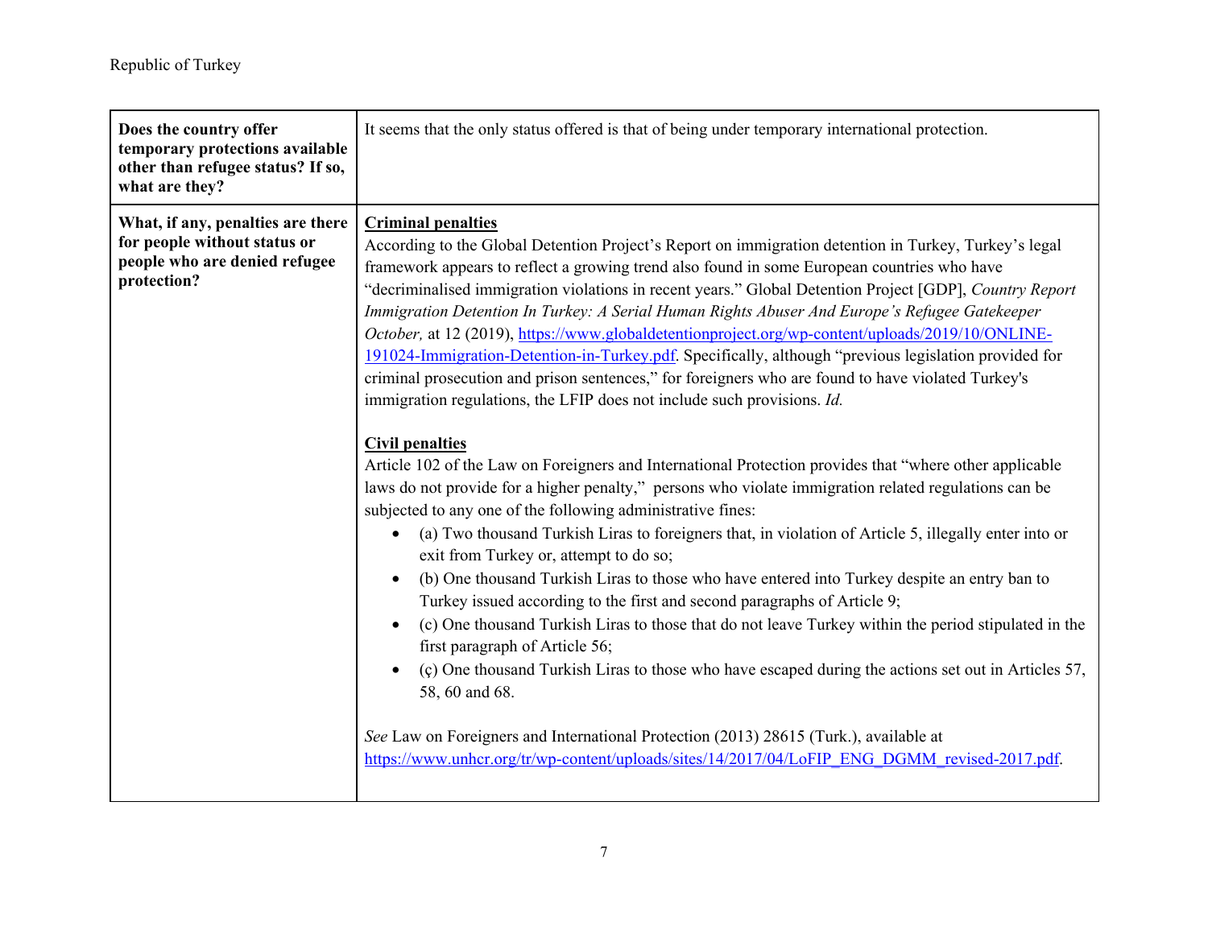Republic of Turkey

| **Does the country offer temporary protections available other than refugee status? If so, what are they?** | It seems that the only status offered is that of being under temporary international protection. |
|---|---|
| **What, if any, penalties are there for people without status or people who are denied refugee protection?** | **<u>Criminal penalties</u>**<br>According to the Global Detention Project's Report on immigration detention in Turkey, Turkey's legal framework appears to reflect a growing trend also found in some European countries who have "decriminalised immigration violations in recent years." Global Detention Project [GDP], *Country Report Immigration Detention In Turkey: A Serial Human Rights Abuser And Europe's Refugee Gatekeeper October,* at 12 (2019), https://www.globaldetentionproject.org/wp-content/uploads/2019/10/ONLINE-191024-Immigration-Detention-in-Turkey.pdf. Specifically, although "previous legislation provided for criminal prosecution and prison sentences," for foreigners who are found to have violated Turkey's immigration regulations, the LFIP does not include such provisions. *Id.*<br><br>**<u>Civil penalties</u>**<br>Article 102 of the Law on Foreigners and International Protection provides that "where other applicable laws do not provide for a higher penalty," persons who violate immigration related regulations can be subjected to any one of the following administrative fines:<br>• (a) Two thousand Turkish Liras to foreigners that, in violation of Article 5, illegally enter into or exit from Turkey or, attempt to do so;<br>• (b) One thousand Turkish Liras to those who have entered into Turkey despite an entry ban to Turkey issued according to the first and second paragraphs of Article 9;<br>• (c) One thousand Turkish Liras to those that do not leave Turkey within the period stipulated in the first paragraph of Article 56;<br>• (ç) One thousand Turkish Liras to those who have escaped during the actions set out in Articles 57, 58, 60 and 68.<br><br>*See* Law on Foreigners and International Protection (2013) 28615 (Turk.), available at https://www.unhcr.org/tr/wp-content/uploads/sites/14/2017/04/LoFIP_ENG_DGMM_revised-2017.pdf. |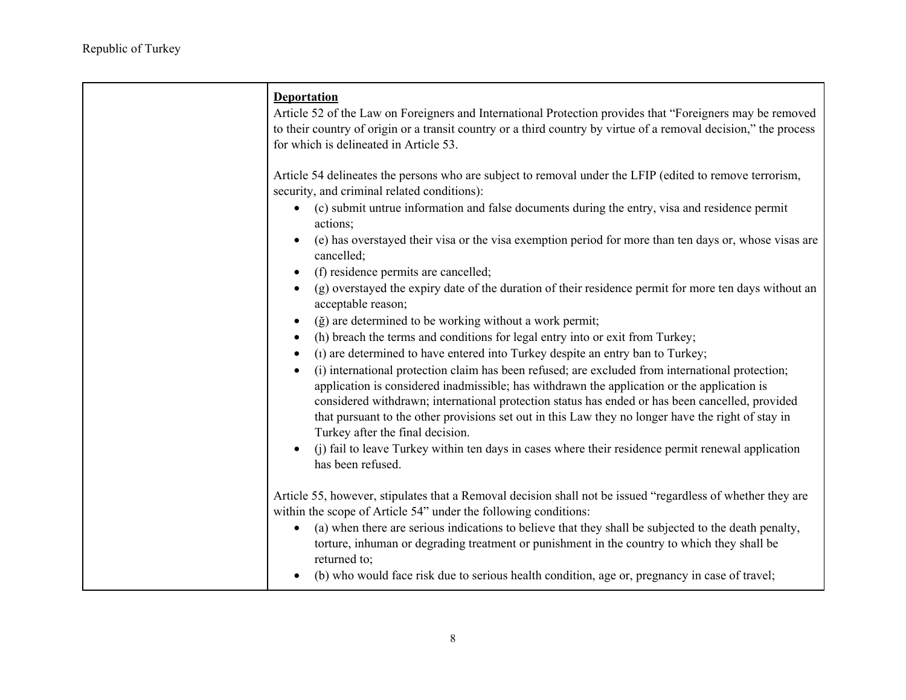| | **Deportation**<br>Article 52 of the Law on Foreigners and International Protection provides that "Foreigners may be removed to their country of origin or a transit country or a third country by virtue of a removal decision," the process for which is delineated in Article 53.<br><br>Article 54 delineates the persons who are subject to removal under the LFIP (edited to remove terrorism, security, and criminal related conditions):<br>• (c) submit untrue information and false documents during the entry, visa and residence permit actions;<br>• (e) has overstayed their visa or the visa exemption period for more than ten days or, whose visas are cancelled;<br>• (f) residence permits are cancelled;<br>• (g) overstayed the expiry date of the duration of their residence permit for more ten days without an acceptable reason;<br>• (ğ) are determined to be working without a work permit;<br>• (h) breach the terms and conditions for legal entry into or exit from Turkey;<br>• (ı) are determined to have entered into Turkey despite an entry ban to Turkey;<br>• (i) international protection claim has been refused; are excluded from international protection; application is considered inadmissible; has withdrawn the application or the application is considered withdrawn; international protection status has ended or has been cancelled, provided that pursuant to the other provisions set out in this Law they no longer have the right of stay in Turkey after the final decision.<br>• (j) fail to leave Turkey within ten days in cases where their residence permit renewal application has been refused.<br><br>Article 55, however, stipulates that a Removal decision shall not be issued "regardless of whether they are within the scope of Article 54" under the following conditions:<br>• (a) when there are serious indications to believe that they shall be subjected to the death penalty, torture, inhuman or degrading treatment or punishment in the country to which they shall be returned to;<br>• (b) who would face risk due to serious health condition, age or, pregnancy in case of travel; |
|---|---|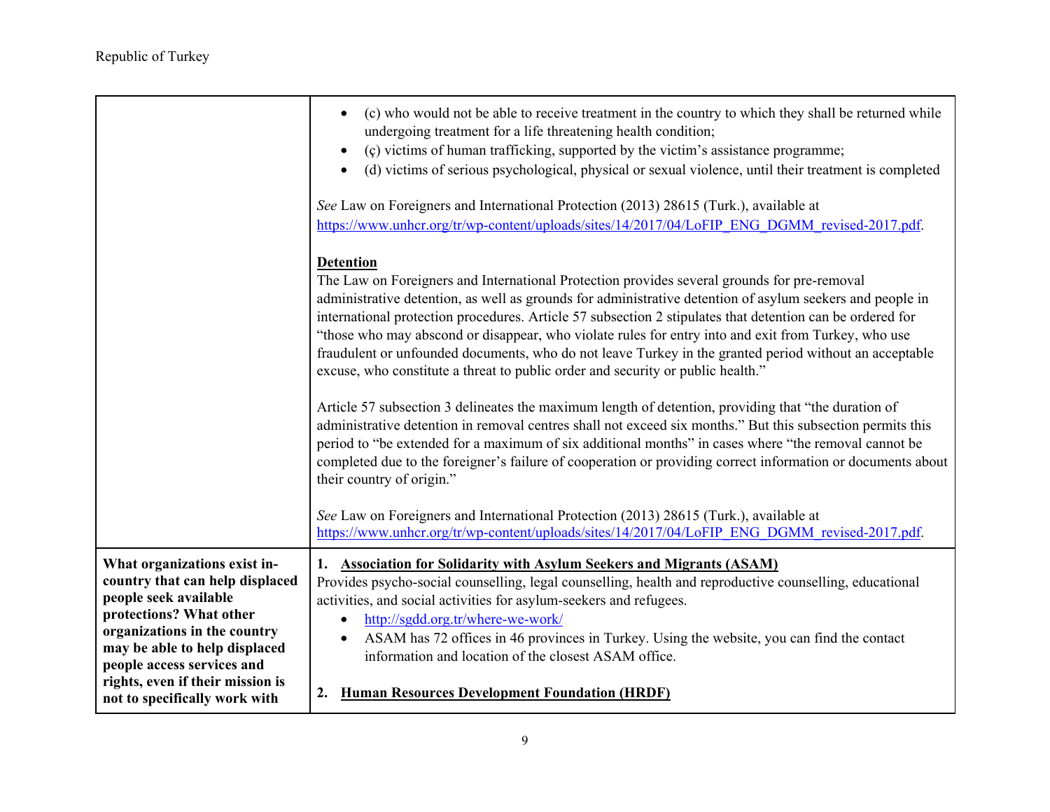| | |
|---|---|
| | • (c) who would not be able to receive treatment in the country to which they shall be returned while undergoing treatment for a life threatening health condition;<br>• (ç) victims of human trafficking, supported by the victim's assistance programme;<br>• (d) victims of serious psychological, physical or sexual violence, until their treatment is completed<br><br>*See* Law on Foreigners and International Protection (2013) 28615 (Turk.), available at https://www.unhcr.org/tr/wp-content/uploads/sites/14/2017/04/LoFIP_ENG_DGMM_revised-2017.pdf.<br><br>**Detention**<br>The Law on Foreigners and International Protection provides several grounds for pre-removal administrative detention, as well as grounds for administrative detention of asylum seekers and people in international protection procedures. Article 57 subsection 2 stipulates that detention can be ordered for "those who may abscond or disappear, who violate rules for entry into and exit from Turkey, who use fraudulent or unfounded documents, who do not leave Turkey in the granted period without an acceptable excuse, who constitute a threat to public order and security or public health."<br><br>Article 57 subsection 3 delineates the maximum length of detention, providing that "the duration of administrative detention in removal centres shall not exceed six months." But this subsection permits this period to "be extended for a maximum of six additional months" in cases where "the removal cannot be completed due to the foreigner's failure of cooperation or providing correct information or documents about their country of origin."<br><br>*See* Law on Foreigners and International Protection (2013) 28615 (Turk.), available at https://www.unhcr.org/tr/wp-content/uploads/sites/14/2017/04/LoFIP_ENG_DGMM_revised-2017.pdf. |
| **What organizations exist in-country that can help displaced people seek available protections? What other organizations in the country may be able to help displaced people access services and rights, even if their mission is not to specifically work with** | **1. Association for Solidarity with Asylum Seekers and Migrants (ASAM)**<br>Provides psycho-social counselling, legal counselling, health and reproductive counselling, educational activities, and social activities for asylum-seekers and refugees.<br>• http://sgdd.org.tr/where-we-work/<br>• ASAM has 72 offices in 46 provinces in Turkey. Using the website, you can find the contact information and location of the closest ASAM office.<br><br>**2. Human Resources Development Foundation (HRDF)** |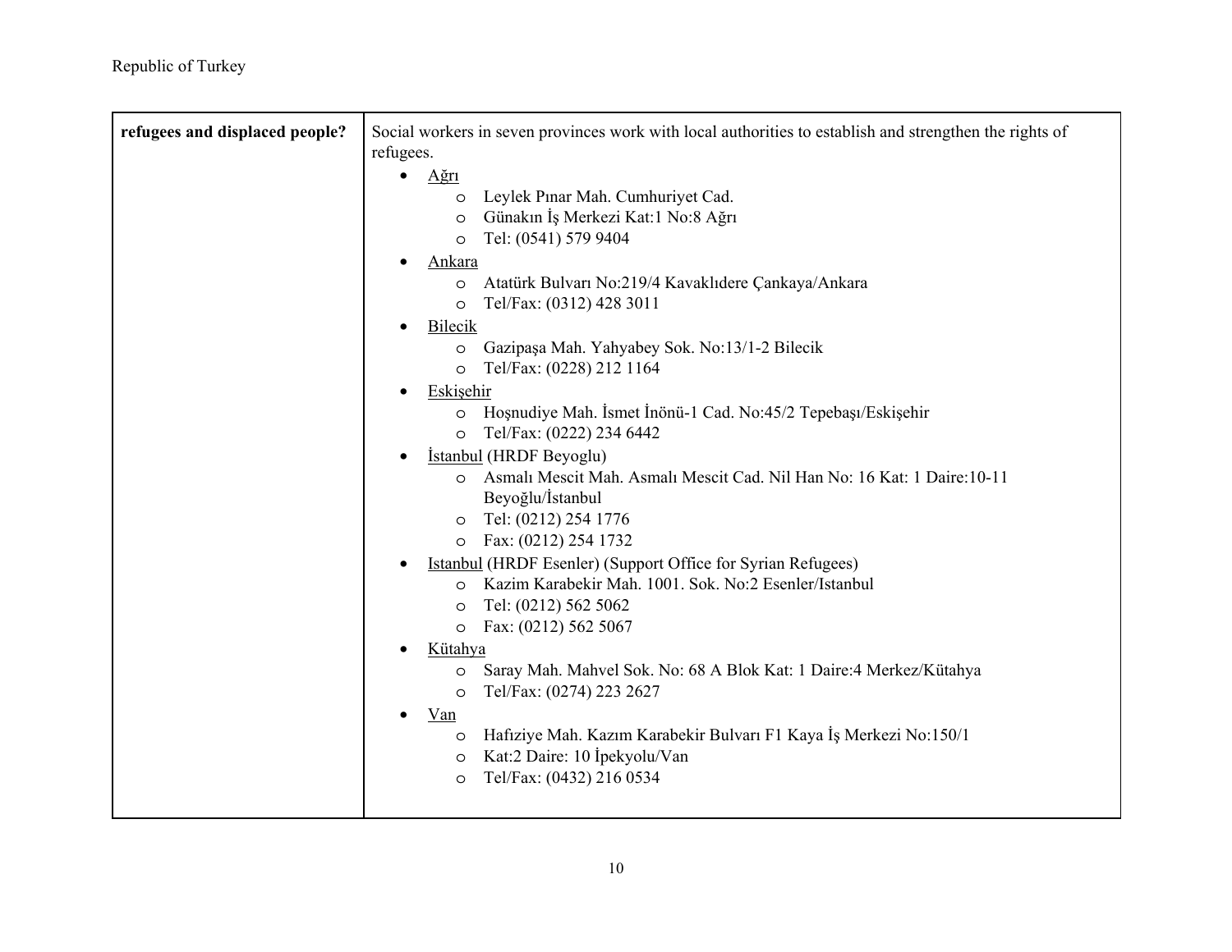| refugees and displaced people? | Social workers in seven provinces work with local authorities to establish and strengthen the rights of refugees.<br>• Ağrı<br>  ○ Leylek Pınar Mah. Cumhuriyet Cad.<br>  ○ Günakın İş Merkezi Kat:1 No:8 Ağrı<br>  ○ Tel: (0541) 579 9404<br>• Ankara<br>  ○ Atatürk Bulvarı No:219/4 Kavaklıdere Çankaya/Ankara<br>  ○ Tel/Fax: (0312) 428 3011<br>• Bilecik<br>  ○ Gazipaşa Mah. Yahyabey Sok. No:13/1-2 Bilecik<br>  ○ Tel/Fax: (0228) 212 1164<br>• Eskişehir<br>  ○ Hoşnudiye Mah. İsmet İnönü-1 Cad. No:45/2 Tepebaşı/Eskişehir<br>  ○ Tel/Fax: (0222) 234 6442<br>• İstanbul (HRDF Beyoglu)<br>  ○ Asmalı Mescit Mah. Asmalı Mescit Cad. Nil Han No: 16 Kat: 1 Daire:10-11 Beyoğlu/İstanbul<br>  ○ Tel: (0212) 254 1776<br>  ○ Fax: (0212) 254 1732<br>• Istanbul (HRDF Esenler) (Support Office for Syrian Refugees)<br>  ○ Kazim Karabekir Mah. 1001. Sok. No:2 Esenler/Istanbul<br>  ○ Tel: (0212) 562 5062<br>  ○ Fax: (0212) 562 5067<br>• Kütahya<br>  ○ Saray Mah. Mahvel Sok. No: 68 A Blok Kat: 1 Daire:4 Merkez/Kütahya<br>  ○ Tel/Fax: (0274) 223 2627<br>• Van<br>  ○ Hafıziye Mah. Kazım Karabekir Bulvarı F1 Kaya İş Merkezi No:150/1<br>  ○ Kat:2 Daire: 10 İpekyolu/Van<br>  ○ Tel/Fax: (0432) 216 0534 |
|---|---|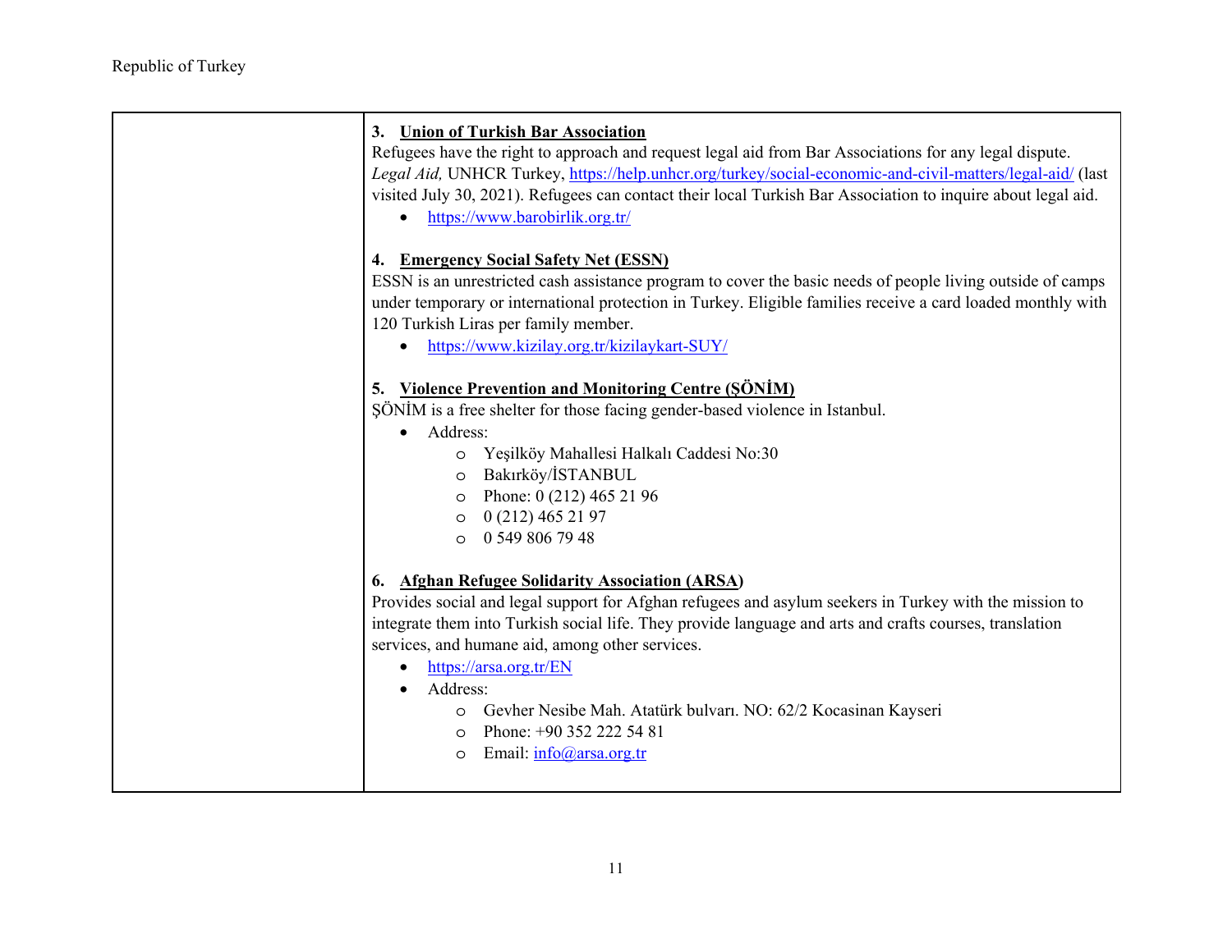| | |
|---|---|
| | **3. Union of Turkish Bar Association**<br>Refugees have the right to approach and request legal aid from Bar Associations for any legal dispute. *Legal Aid,* UNHCR Turkey, https://help.unhcr.org/turkey/social-economic-and-civil-matters/legal-aid/ (last visited July 30, 2021). Refugees can contact their local Turkish Bar Association to inquire about legal aid.<br>• https://www.barobirlik.org.tr/<br><br>**4. Emergency Social Safety Net (ESSN)**<br>ESSN is an unrestricted cash assistance program to cover the basic needs of people living outside of camps under temporary or international protection in Turkey. Eligible families receive a card loaded monthly with 120 Turkish Liras per family member.<br>• https://www.kizilay.org.tr/kizilaykart-SUY/<br><br>**5. Violence Prevention and Monitoring Centre (ŞÖNİM)**<br>ŞÖNİM is a free shelter for those facing gender-based violence in Istanbul.<br>• Address:<br>  ○ Yeşilköy Mahallesi Halkalı Caddesi No:30<br>  ○ Bakırköy/İSTANBUL<br>  ○ Phone: 0 (212) 465 21 96<br>  ○ 0 (212) 465 21 97<br>  ○ 0 549 806 79 48<br><br>**6. Afghan Refugee Solidarity Association (ARSA)**<br>Provides social and legal support for Afghan refugees and asylum seekers in Turkey with the mission to integrate them into Turkish social life. They provide language and arts and crafts courses, translation services, and humane aid, among other services.<br>• https://arsa.org.tr/EN<br>• Address:<br>  ○ Gevher Nesibe Mah. Atatürk bulvarı. NO: 62/2 Kocasinan Kayseri<br>  ○ Phone: +90 352 222 54 81<br>  ○ Email: info@arsa.org.tr |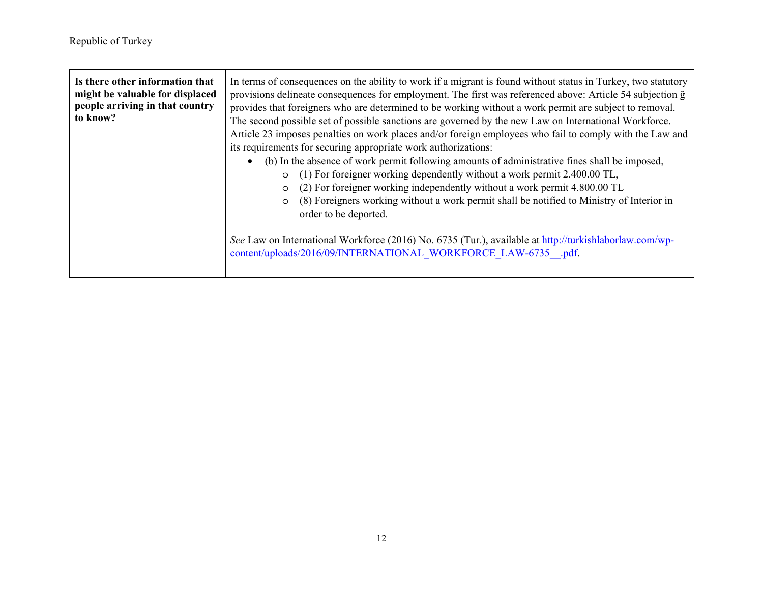| | |
|---|---|
| **Is there other information that might be valuable for displaced people arriving in that country to know?** | In terms of consequences on the ability to work if a migrant is found without status in Turkey, two statutory provisions delineate consequences for employment. The first was referenced above: Article 54 subjection ğ provides that foreigners who are determined to be working without a work permit are subject to removal. The second possible set of possible sanctions are governed by the new Law on International Workforce. Article 23 imposes penalties on work places and/or foreign employees who fail to comply with the Law and its requirements for securing appropriate work authorizations:<br>• (b) In the absence of work permit following amounts of administrative fines shall be imposed,<br>  ○ (1) For foreigner working dependently without a work permit 2.400.00 TL,<br>  ○ (2) For foreigner working independently without a work permit 4.800.00 TL<br>  ○ (8) Foreigners working without a work permit shall be notified to Ministry of Interior in order to be deported.<br><br>*See* Law on International Workforce (2016) No. 6735 (Tur.), available at http://turkishlaborlaw.com/wp-content/uploads/2016/09/INTERNATIONAL_WORKFORCE_LAW-6735__.pdf. |